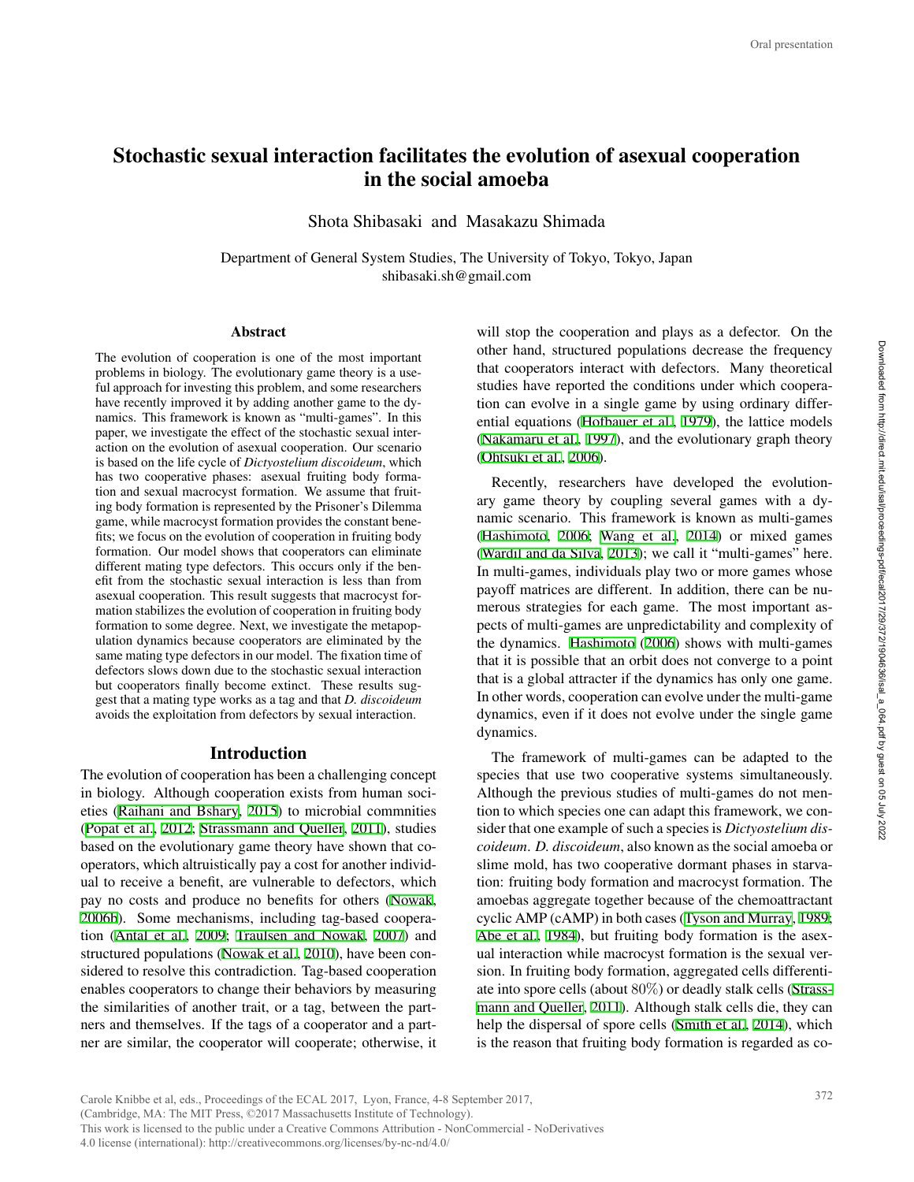# Stochastic sexual interaction facilitates the evolution of asexual cooperation in the social amoeba

Shota Shibasaki and Masakazu Shimada

Department of General System Studies, The University of Tokyo, Tokyo, Japan
shibasaki.sh@gmail.com

## Abstract

The evolution of cooperation is one of the most important problems in biology. The evolutionary game theory is a useful approach for investing this problem, and some researchers have recently improved it by adding another game to the dynamics. This framework is known as "multi-games". In this paper, we investigate the effect of the stochastic sexual interaction on the evolution of asexual cooperation. Our scenario is based on the life cycle of *Dictyostelium discoideum*, which has two cooperative phases: asexual fruiting body formation and sexual macrocyst formation. We assume that fruiting body formation is represented by the Prisoner's Dilemma game, while macrocyst formation provides the constant benefits; we focus on the evolution of cooperation in fruiting body formation. Our model shows that cooperators can eliminate different mating type defectors. This occurs only if the benefit from the stochastic sexual interaction is less than from asexual cooperation. This result suggests that macrocyst formation stabilizes the evolution of cooperation in fruiting body formation to some degree. Next, we investigate the metapopulation dynamics because cooperators are eliminated by the same mating type defectors in our model. The fixation time of defectors slows down due to the stochastic sexual interaction but cooperators finally become extinct. These results suggest that a mating type works as a tag and that *D. discoideum* avoids the exploitation from defectors by sexual interaction.

## Introduction

The evolution of cooperation has been a challenging concept in biology. Although cooperation exists from human societies (Raihani and Bshary, 2015) to microbial commnities (Popat et al., 2012; Strassmann and Queller, 2011), studies based on the evolutionary game theory have shown that cooperators, which altruistically pay a cost for another individual to receive a benefit, are vulnerable to defectors, which pay no costs and produce no benefits for others (Nowak, 2006b). Some mechanisms, including tag-based cooperation (Antal et al., 2009; Traulsen and Nowak, 2007) and structured populations (Nowak et al., 2010), have been considered to resolve this contradiction. Tag-based cooperation enables cooperators to change their behaviors by measuring the similarities of another trait, or a tag, between the partners and themselves. If the tags of a cooperator and a partner are similar, the cooperator will cooperate; otherwise, it will stop the cooperation and plays as a defector. On the other hand, structured populations decrease the frequency that cooperators interact with defectors. Many theoretical studies have reported the conditions under which cooperation can evolve in a single game by using ordinary differential equations (Hofbauer et al., 1979), the lattice models (Nakamaru et al., 1997), and the evolutionary graph theory (Ohtsuki et al., 2006).

Recently, researchers have developed the evolutionary game theory by coupling several games with a dynamic scenario. This framework is known as multi-games (Hashimoto, 2006; Wang et al., 2014) or mixed games (Wardil and da Silva, 2013); we call it "multi-games" here. In multi-games, individuals play two or more games whose payoff matrices are different. In addition, there can be numerous strategies for each game. The most important aspects of multi-games are unpredictability and complexity of the dynamics. Hashimoto (2006) shows with multi-games that it is possible that an orbit does not converge to a point that is a global attracter if the dynamics has only one game. In other words, cooperation can evolve under the multi-game dynamics, even if it does not evolve under the single game dynamics.

The framework of multi-games can be adapted to the species that use two cooperative systems simultaneously. Although the previous studies of multi-games do not mention to which species one can adapt this framework, we consider that one example of such a species is *Dictyostelium discoideum*. *D. discoideum*, also known as the social amoeba or slime mold, has two cooperative dormant phases in starvation: fruiting body formation and macrocyst formation. The amoebas aggregate together because of the chemoattractant cyclic AMP (cAMP) in both cases (Tyson and Murray, 1989; Abe et al., 1984), but fruiting body formation is the asexual interaction while macrocyst formation is the sexual version. In fruiting body formation, aggregated cells differentiate into spore cells (about 80%) or deadly stalk cells (Strassmann and Queller, 2011). Although stalk cells die, they can help the dispersal of spore cells (Smith et al., 2014), which is the reason that fruiting body formation is regarded as co-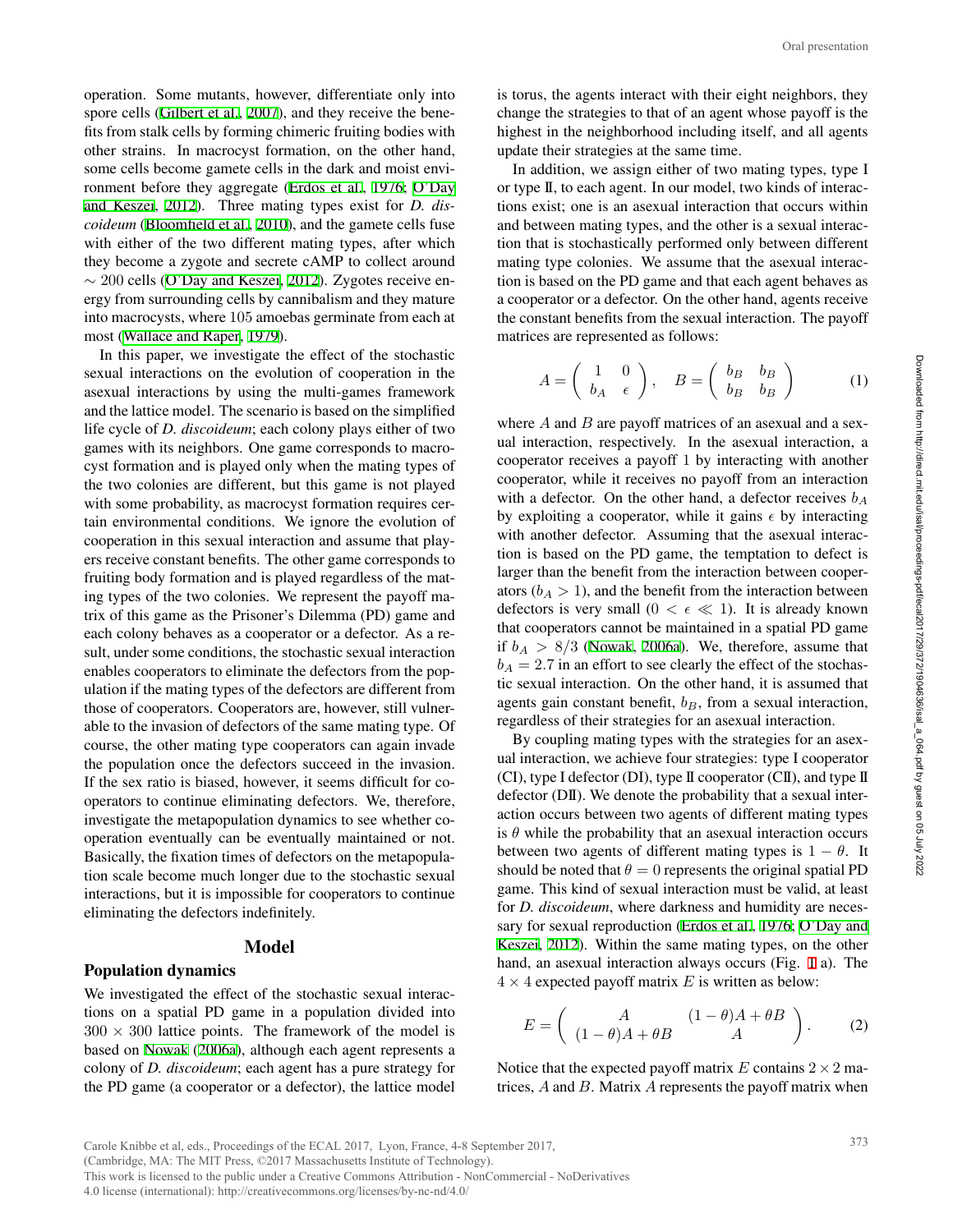operation. Some mutants, however, differentiate only into spore cells (Gilbert et al., 2007), and they receive the benefits from stalk cells by forming chimeric fruiting bodies with other strains. In macrocyst formation, on the other hand, some cells become gamete cells in the dark and moist environment before they aggregate (Erdos et al., 1976; O'Day and Keszei, 2012). Three mating types exist for *D. discoideum* (Bloomfield et al., 2010), and the gamete cells fuse with either of the two different mating types, after which they become a zygote and secrete cAMP to collect around $\sim 200$ cells (O'Day and Keszei, 2012). Zygotes receive energy from surrounding cells by cannibalism and they mature into macrocysts, where 105 amoebas germinate from each at most (Wallace and Raper, 1979).

In this paper, we investigate the effect of the stochastic sexual interactions on the evolution of cooperation in the asexual interactions by using the multi-games framework and the lattice model. The scenario is based on the simplified life cycle of *D. discoideum*; each colony plays either of two games with its neighbors. One game corresponds to macrocyst formation and is played only when the mating types of the two colonies are different, but this game is not played with some probability, as macrocyst formation requires certain environmental conditions. We ignore the evolution of cooperation in this sexual interaction and assume that players receive constant benefits. The other game corresponds to fruiting body formation and is played regardless of the mating types of the two colonies. We represent the payoff matrix of this game as the Prisoner's Dilemma (PD) game and each colony behaves as a cooperator or a defector. As a result, under some conditions, the stochastic sexual interaction enables cooperators to eliminate the defectors from the population if the mating types of the defectors are different from those of cooperators. Cooperators are, however, still vulnerable to the invasion of defectors of the same mating type. Of course, the other mating type cooperators can again invade the population once the defectors succeed in the invasion. If the sex ratio is biased, however, it seems difficult for cooperators to continue eliminating defectors. We, therefore, investigate the metapopulation dynamics to see whether cooperation eventually can be eventually maintained or not. Basically, the fixation times of defectors on the metapopulation scale become much longer due to the stochastic sexual interactions, but it is impossible for cooperators to continue eliminating the defectors indefinitely.

## Model

### Population dynamics

We investigated the effect of the stochastic sexual interactions on a spatial PD game in a population divided into $300 \times 300$ lattice points. The framework of the model is based on Nowak (2006a), although each agent represents a colony of *D. discoideum*; each agent has a pure strategy for the PD game (a cooperator or a defector), the lattice model is torus, the agents interact with their eight neighbors, they change the strategies to that of an agent whose payoff is the highest in the neighborhood including itself, and all agents update their strategies at the same time.

In addition, we assign either of two mating types, type I or type II, to each agent. In our model, two kinds of interactions exist; one is an asexual interaction that occurs within and between mating types, and the other is a sexual interaction that is stochastically performed only between different mating type colonies. We assume that the asexual interaction is based on the PD game and that each agent behaves as a cooperator or a defector. On the other hand, agents receive the constant benefits from the sexual interaction. The payoff matrices are represented as follows:

$$A = \begin{pmatrix} 1 & 0 \\ b_A & \epsilon \end{pmatrix}, \quad B = \begin{pmatrix} b_B & b_B \\ b_B & b_B \end{pmatrix} \tag{1}$$

where $A$ and $B$ are payoff matrices of an asexual and a sexual interaction, respectively. In the asexual interaction, a cooperator receives a payoff 1 by interacting with another cooperator, while it receives no payoff from an interaction with a defector. On the other hand, a defector receives $b_A$ by exploiting a cooperator, while it gains $\epsilon$ by interacting with another defector. Assuming that the asexual interaction is based on the PD game, the temptation to defect is larger than the benefit from the interaction between cooperators ($b_A > 1$), and the benefit from the interaction between defectors is very small ($0 < \epsilon \ll 1$). It is already known that cooperators cannot be maintained in a spatial PD game if $b_A > 8/3$ (Nowak, 2006a). We, therefore, assume that $b_A = 2.7$ in an effort to see clearly the effect of the stochastic sexual interaction. On the other hand, it is assumed that agents gain constant benefit, $b_B$, from a sexual interaction, regardless of their strategies for an asexual interaction.

By coupling mating types with the strategies for an asexual interaction, we achieve four strategies: type I cooperator (CI), type I defector (DI), type II cooperator (CII), and type II defector (DII). We denote the probability that a sexual interaction occurs between two agents of different mating types is $\theta$ while the probability that an asexual interaction occurs between two agents of different mating types is $1 - \theta$. It should be noted that $\theta = 0$ represents the original spatial PD game. This kind of sexual interaction must be valid, at least for *D. discoideum*, where darkness and humidity are necessary for sexual reproduction (Erdos et al., 1976; O'Day and Keszei, 2012). Within the same mating types, on the other hand, an asexual interaction always occurs (Fig. 1 a). The $4 \times 4$ expected payoff matrix $E$ is written as below:

$$E = \begin{pmatrix} A & (1-\theta)A + \theta B \\ (1-\theta)A + \theta B & A \end{pmatrix}. \tag{2}$$

Notice that the expected payoff matrix $E$ contains $2 \times 2$ matrices, $A$ and $B$. Matrix $A$ represents the payoff matrix when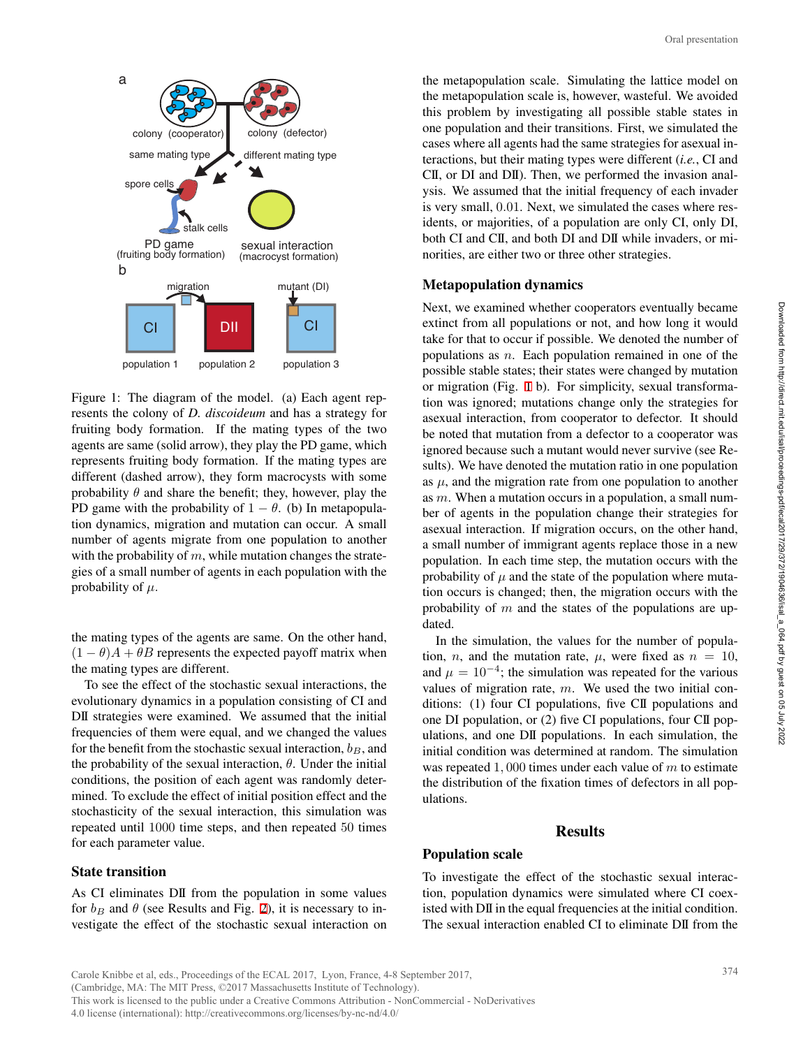Figure 1: The diagram of the model. (a) Each agent represents the colony of *D. discoideum* and has a strategy for fruiting body formation. If the mating types of the two agents are same (solid arrow), they play the PD game, which represents fruiting body formation. If the mating types are different (dashed arrow), they form macrocysts with some probability $\theta$ and share the benefit; they, however, play the PD game with the probability of $1 - \theta$. (b) In metapopulation dynamics, migration and mutation can occur. A small number of agents migrate from one population to another with the probability of $m$, while mutation changes the strategies of a small number of agents in each population with the probability of $\mu$.

the mating types of the agents are same. On the other hand, $(1 - \theta)A + \theta B$ represents the expected payoff matrix when the mating types are different.

To see the effect of the stochastic sexual interactions, the evolutionary dynamics in a population consisting of CI and DII strategies were examined. We assumed that the initial frequencies of them were equal, and we changed the values for the benefit from the stochastic sexual interaction, $b_B$, and the probability of the sexual interaction, $\theta$. Under the initial conditions, the position of each agent was randomly determined. To exclude the effect of initial position effect and the stochasticity of the sexual interaction, this simulation was repeated until 1000 time steps, and then repeated 50 times for each parameter value.

## State transition

As CI eliminates DII from the population in some values for $b_B$ and $\theta$ (see Results and Fig. 2), it is necessary to investigate the effect of the stochastic sexual interaction on the metapopulation scale. Simulating the lattice model on the metapopulation scale is, however, wasteful. We avoided this problem by investigating all possible stable states in one population and their transitions. First, we simulated the cases where all agents had the same strategies for asexual interactions, but their mating types were different (*i.e.*, CI and CII, or DI and DII). Then, we performed the invasion analysis. We assumed that the initial frequency of each invader is very small, $0.01$. Next, we simulated the cases where residents, or majorities, of a population are only CI, only DI, both CI and CII, and both DI and DII while invaders, or minorities, are either two or three other strategies.

## Metapopulation dynamics

Next, we examined whether cooperators eventually became extinct from all populations or not, and how long it would take for that to occur if possible. We denoted the number of populations as $n$. Each population remained in one of the possible stable states; their states were changed by mutation or migration (Fig. 1 b). For simplicity, sexual transformation was ignored; mutations change only the strategies for asexual interaction, from cooperator to defector. It should be noted that mutation from a defector to a cooperator was ignored because such a mutant would never survive (see Results). We have denoted the mutation ratio in one population as $\mu$, and the migration rate from one population to another as $m$. When a mutation occurs in a population, a small number of agents in the population change their strategies for asexual interaction. If migration occurs, on the other hand, a small number of immigrant agents replace those in a new population. In each time step, the mutation occurs with the probability of $\mu$ and the state of the population where mutation occurs is changed; then, the migration occurs with the probability of $m$ and the states of the populations are updated.

In the simulation, the values for the number of population, $n$, and the mutation rate, $\mu$, were fixed as $n = 10$, and $\mu = 10^{-4}$; the simulation was repeated for the various values of migration rate, $m$. We used the two initial conditions: (1) four CI populations, five CII populations and one DI population, or (2) five CI populations, four CII populations, and one DII populations. In each simulation, the initial condition was determined at random. The simulation was repeated $1,000$ times under each value of $m$ to estimate the distribution of the fixation times of defectors in all populations.

# Results

## Population scale

To investigate the effect of the stochastic sexual interaction, population dynamics were simulated where CI coexisted with DII in the equal frequencies at the initial condition. The sexual interaction enabled CI to eliminate DII from the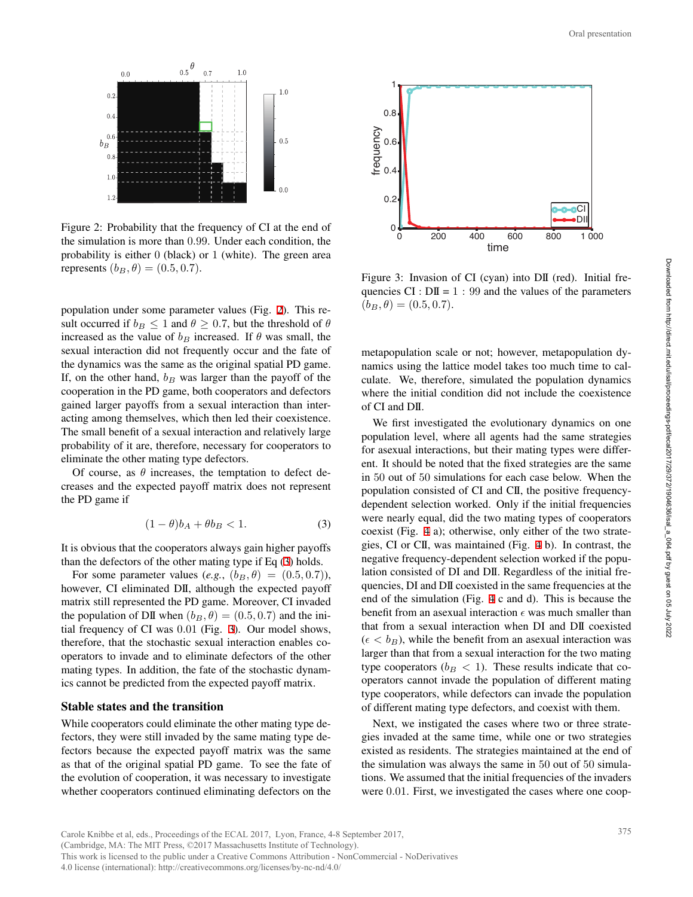Figure 2: Probability that the frequency of CI at the end of the simulation is more than 0.99. Under each condition, the probability is either 0 (black) or 1 (white). The green area represents $(b_B, \theta) = (0.5, 0.7)$.

population under some parameter values (Fig. 2). This result occurred if $b_B \leq 1$ and $\theta \geq 0.7$, but the threshold of $\theta$ increased as the value of $b_B$ increased. If $\theta$ was small, the sexual interaction did not frequently occur and the fate of the dynamics was the same as the original spatial PD game. If, on the other hand, $b_B$ was larger than the payoff of the cooperation in the PD game, both cooperators and defectors gained larger payoffs from a sexual interaction than interacting among themselves, which then led their coexistence. The small benefit of a sexual interaction and relatively large probability of it are, therefore, necessary for cooperators to eliminate the other mating type defectors.

Of course, as $\theta$ increases, the temptation to defect decreases and the expected payoff matrix does not represent the PD game if

$$(1 - \theta)b_A + \theta b_B < 1. \quad (3)$$

It is obvious that the cooperators always gain higher payoffs than the defectors of the other mating type if Eq (3) holds.

For some parameter values (*e.g.*, $(b_B, \theta) = (0.5, 0.7)$), however, CI eliminated DII, although the expected payoff matrix still represented the PD game. Moreover, CI invaded the population of DII when $(b_B, \theta) = (0.5, 0.7)$ and the initial frequency of CI was 0.01 (Fig. 3). Our model shows, therefore, that the stochastic sexual interaction enables cooperators to invade and to eliminate defectors of the other mating types. In addition, the fate of the stochastic dynamics cannot be predicted from the expected payoff matrix.

## Stable states and the transition

While cooperators could eliminate the other mating type defectors, they were still invaded by the same mating type defectors because the expected payoff matrix was the same as that of the original spatial PD game. To see the fate of the evolution of cooperation, it was necessary to investigate whether cooperators continued eliminating defectors on the metapopulation scale or not; however, metapopulation dynamics using the lattice model takes too much time to calculate. We, therefore, simulated the population dynamics where the initial condition did not include the coexistence of CI and DII.

Figure 3: Invasion of CI (cyan) into DII (red). Initial frequencies CI : DII = 1 : 99 and the values of the parameters $(b_B, \theta) = (0.5, 0.7)$.

We first investigated the evolutionary dynamics on one population level, where all agents had the same strategies for asexual interactions, but their mating types were different. It should be noted that the fixed strategies are the same in 50 out of 50 simulations for each case below. When the population consisted of CI and CII, the positive frequency-dependent selection worked. Only if the initial frequencies were nearly equal, did the two mating types of cooperators coexist (Fig. 4 a); otherwise, only either of the two strategies, CI or CII, was maintained (Fig. 4 b). In contrast, the negative frequency-dependent selection worked if the population consisted of DI and DII. Regardless of the initial frequencies, DI and DII coexisted in the same frequencies at the end of the simulation (Fig. 4 c and d). This is because the benefit from an asexual interaction $\epsilon$ was much smaller than that from a sexual interaction when DI and DII coexisted ($\epsilon < b_B$), while the benefit from an asexual interaction was larger than that from a sexual interaction for the two mating type cooperators ($b_B < 1$). These results indicate that cooperators cannot invade the population of different mating type cooperators, while defectors can invade the population of different mating type defectors, and coexist with them.

Next, we instigated the cases where two or three strategies invaded at the same time, while one or two strategies existed as residents. The strategies maintained at the end of the simulation was always the same in 50 out of 50 simulations. We assumed that the initial frequencies of the invaders were 0.01. First, we investigated the cases where one coop-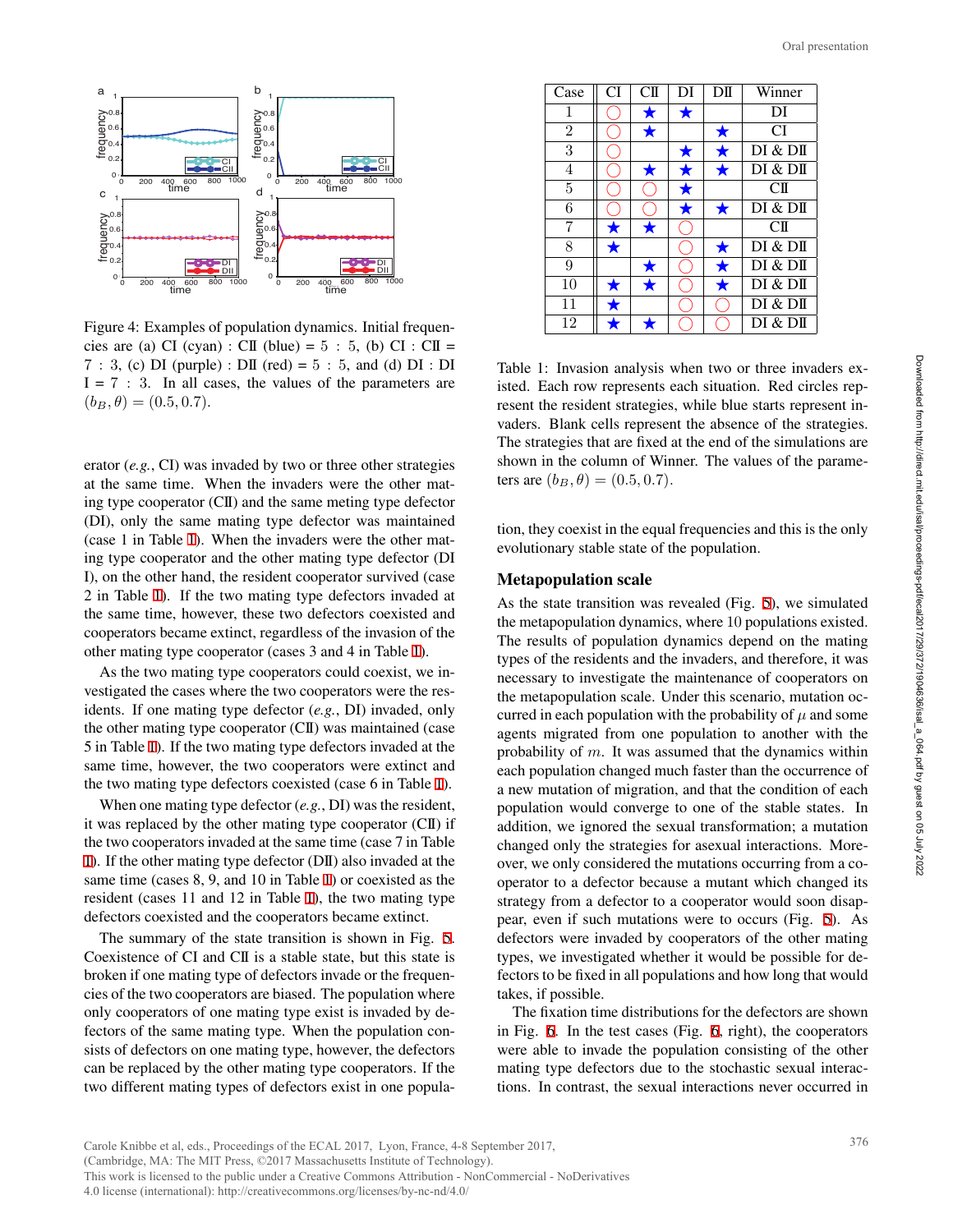Figure 4: Examples of population dynamics. Initial frequencies are (a) CI (cyan) : CII (blue) = 5 : 5, (b) CI : CII = 7 : 3, (c) DI (purple) : DII (red) = 5 : 5, and (d) DI : DI I = 7 : 3. In all cases, the values of the parameters are $(b_B, \theta) = (0.5, 0.7)$.

erator (*e.g.*, CI) was invaded by two or three other strategies at the same time. When the invaders were the other mating type cooperator (CII) and the same meting type defector (DI), only the same mating type defector was maintained (case 1 in Table 1). When the invaders were the other mating type cooperator and the other mating type defector (DI I), on the other hand, the resident cooperator survived (case 2 in Table 1). If the two mating type defectors invaded at the same time, however, these two defectors coexisted and cooperators became extinct, regardless of the invasion of the other mating type cooperator (cases 3 and 4 in Table 1).

As the two mating type cooperators could coexist, we investigated the cases where the two cooperators were the residents. If one mating type defector (*e.g.*, DI) invaded, only the other mating type cooperator (CII) was maintained (case 5 in Table 1). If the two mating type defectors invaded at the same time, however, the two cooperators were extinct and the two mating type defectors coexisted (case 6 in Table 1).

When one mating type defector (*e.g.*, DI) was the resident, it was replaced by the other mating type cooperator (CII) if the two cooperators invaded at the same time (case 7 in Table 1). If the other mating type defector (DII) also invaded at the same time (cases 8, 9, and 10 in Table 1) or coexisted as the resident (cases 11 and 12 in Table 1), the two mating type defectors coexisted and the cooperators became extinct.

The summary of the state transition is shown in Fig. 5. Coexistence of CI and CII is a stable state, but this state is broken if one mating type of defectors invade or the frequencies of the two cooperators are biased. The population where only cooperators of one mating type exist is invaded by defectors of the same mating type. When the population consists of defectors on one mating type, however, the defectors can be replaced by the other mating type cooperators. If the two different mating types of defectors exist in one population, they coexist in the equal frequencies and this is the only evolutionary stable state of the population.

| Case | CI | CII | DI | DII | Winner |
|---|---|---|---|---|---|
| 1 | ○ | ★ | ★ | | DI |
| 2 | ○ | ★ | | ★ | CI |
| 3 | ○ | | ★ | ★ | DI & DII |
| 4 | ○ | ★ | ★ | ★ | DI & DII |
| 5 | ○ | ○ | ★ | | CII |
| 6 | ○ | ○ | ★ | ★ | DI & DII |
| 7 | ★ | ★ | ○ | | CII |
| 8 | ★ | | ○ | ★ | DI & DII |
| 9 | | ★ | ○ | ★ | DI & DII |
| 10 | ★ | ★ | ○ | ★ | DI & DII |
| 11 | ★ | | ○ | ○ | DI & DII |
| 12 | ★ | ★ | ○ | ○ | DI & DII |

Table 1: Invasion analysis when two or three invaders existed. Each row represents each situation. Red circles represent the resident strategies, while blue starts represent invaders. Blank cells represent the absence of the strategies. The strategies that are fixed at the end of the simulations are shown in the column of Winner. The values of the parameters are $(b_B, \theta) = (0.5, 0.7)$.

## Metapopulation scale

As the state transition was revealed (Fig. 5), we simulated the metapopulation dynamics, where 10 populations existed. The results of population dynamics depend on the mating types of the residents and the invaders, and therefore, it was necessary to investigate the maintenance of cooperators on the metapopulation scale. Under this scenario, mutation occurred in each population with the probability of $\mu$ and some agents migrated from one population to another with the probability of $m$. It was assumed that the dynamics within each population changed much faster than the occurrence of a new mutation of migration, and that the condition of each population would converge to one of the stable states. In addition, we ignored the sexual transformation; a mutation changed only the strategies for asexual interactions. Moreover, we only considered the mutations occurring from a cooperator to a defector because a mutant which changed its strategy from a defector to a cooperator would soon disappear, even if such mutations were to occurs (Fig. 5). As defectors were invaded by cooperators of the other mating types, we investigated whether it would be possible for defectors to be fixed in all populations and how long that would takes, if possible.

The fixation time distributions for the defectors are shown in Fig. 6. In the test cases (Fig. 6, right), the cooperators were able to invade the population consisting of the other mating type defectors due to the stochastic sexual interactions. In contrast, the sexual interactions never occurred in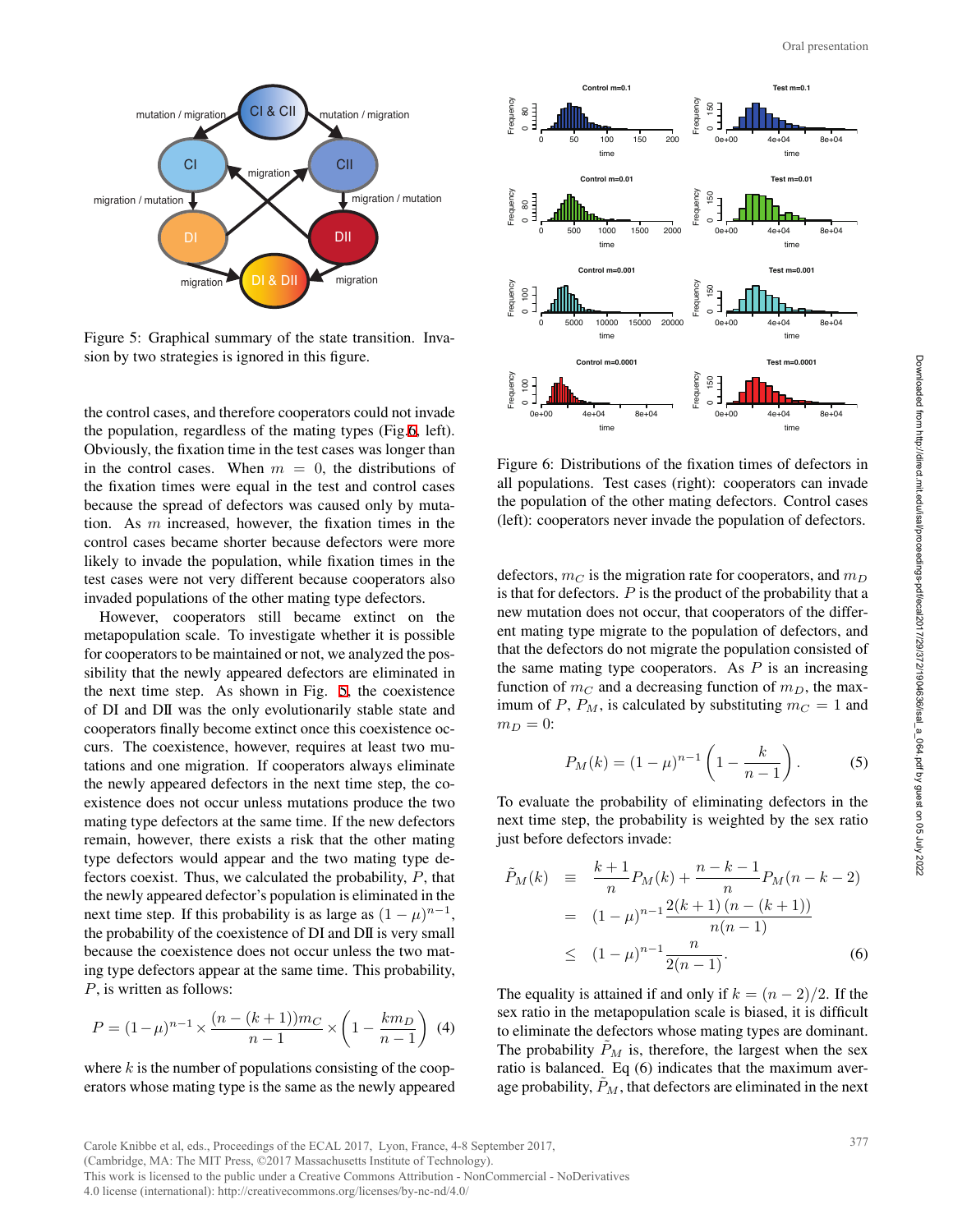Figure 5: Graphical summary of the state transition. Invasion by two strategies is ignored in this figure.

the control cases, and therefore cooperators could not invade the population, regardless of the mating types (Fig.6, left). Obviously, the fixation time in the test cases was longer than in the control cases. When $m = 0$, the distributions of the fixation times were equal in the test and control cases because the spread of defectors was caused only by mutation. As $m$ increased, however, the fixation times in the control cases became shorter because defectors were more likely to invade the population, while fixation times in the test cases were not very different because cooperators also invaded populations of the other mating type defectors.

However, cooperators still became extinct on the metapopulation scale. To investigate whether it is possible for cooperators to be maintained or not, we analyzed the possibility that the newly appeared defectors are eliminated in the next time step. As shown in Fig. 5, the coexistence of DI and DII was the only evolutionarily stable state and cooperators finally become extinct once this coexistence occurs. The coexistence, however, requires at least two mutations and one migration. If cooperators always eliminate the newly appeared defectors in the next time step, the coexistence does not occur unless mutations produce the two mating type defectors at the same time. If the new defectors remain, however, there exists a risk that the other mating type defectors would appear and the two mating type defectors coexist. Thus, we calculated the probability, $P$, that the newly appeared defector's population is eliminated in the next time step. If this probability is as large as $(1-\mu)^{n-1}$, the probability of the coexistence of DI and DII is very small because the coexistence does not occur unless the two mating type defectors appear at the same time. This probability, $P$, is written as follows:

$$P = (1-\mu)^{n-1} \times \frac{(n-(k+1))m_C}{n-1} \times \left(1 - \frac{km_D}{n-1}\right) \quad (4)$$

where $k$ is the number of populations consisting of the cooperators whose mating type is the same as the newly appeared defectors, $m_C$ is the migration rate for cooperators, and $m_D$ is that for defectors. $P$ is the product of the probability that a new mutation does not occur, that cooperators of the different mating type migrate to the population of defectors, and that the defectors do not migrate the population consisted of the same mating type cooperators. As $P$ is an increasing function of $m_C$ and a decreasing function of $m_D$, the maximum of $P$, $P_M$, is calculated by substituting $m_C = 1$ and $m_D = 0$:

$$P_M(k) = (1-\mu)^{n-1}\left(1 - \frac{k}{n-1}\right). \quad (5)$$

To evaluate the probability of eliminating defectors in the next time step, the probability is weighted by the sex ratio just before defectors invade:

$$\begin{aligned} \tilde{P}_M(k) &\equiv \frac{k+1}{n}P_M(k) + \frac{n-k-1}{n}P_M(n-k-2) \\ &= (1-\mu)^{n-1}\frac{2(k+1)(n-(k+1))}{n(n-1)} \\ &\leq (1-\mu)^{n-1}\frac{n}{2(n-1)}. \end{aligned} \quad (6)$$

The equality is attained if and only if $k = (n-2)/2$. If the sex ratio in the metapopulation scale is biased, it is difficult to eliminate the defectors whose mating types are dominant. The probability $\tilde{P}_M$ is, therefore, the largest when the sex ratio is balanced. Eq (6) indicates that the maximum average probability, $\tilde{P}_M$, that defectors are eliminated in the next

Figure 6: Distributions of the fixation times of defectors in all populations. Test cases (right): cooperators can invade the population of the other mating defectors. Control cases (left): cooperators never invade the population of defectors.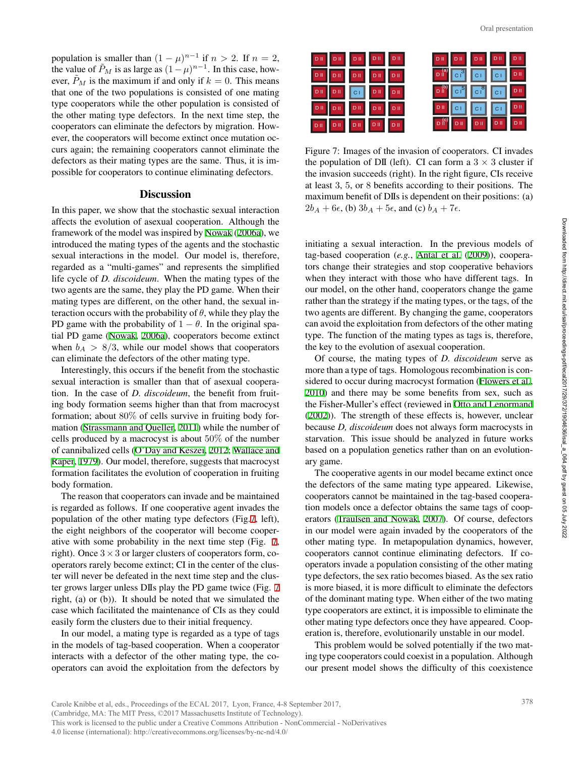population is smaller than $(1-\mu)^{n-1}$ if $n > 2$. If $n = 2$, the value of $\tilde{P}_M$ is as large as $(1-\mu)^{n-1}$. In this case, however, $\tilde{P}_M$ is the maximum if and only if $k = 0$. This means that one of the two populations is consisted of one mating type cooperators while the other population is consisted of the other mating type defectors. In the next time step, the cooperators can eliminate the defectors by migration. However, the cooperators will become extinct once mutation occurs again; the remaining cooperators cannot eliminate the defectors as their mating types are the same. Thus, it is impossible for cooperators to continue eliminating defectors.

## Discussion

In this paper, we show that the stochastic sexual interaction affects the evolution of asexual cooperation. Although the framework of the model was inspired by Nowak (2006a), we introduced the mating types of the agents and the stochastic sexual interactions in the model. Our model is, therefore, regarded as a "multi-games" and represents the simplified life cycle of *D. discoideum*. When the mating types of the two agents are the same, they play the PD game. When their mating types are different, on the other hand, the sexual interaction occurs with the probability of $\theta$, while they play the PD game with the probability of $1-\theta$. In the original spatial PD game (Nowak, 2006a), cooperators become extinct when $b_A > 8/3$, while our model shows that cooperators can eliminate the defectors of the other mating type.

Interestingly, this occurs if the benefit from the stochastic sexual interaction is smaller than that of asexual cooperation. In the case of *D. discoideum*, the benefit from fruiting body formation seems higher than that from macrocyst formation; about 80% of cells survive in fruiting body formation (Strassmann and Queller, 2011) while the number of cells produced by a macrocyst is about 50% of the number of cannibalized cells (O'Day and Keszei, 2012; Wallace and Raper, 1979). Our model, therefore, suggests that macrocyst formation facilitates the evolution of cooperation in fruiting body formation.

The reason that cooperators can invade and be maintained is regarded as follows. If one cooperative agent invades the population of the other mating type defectors (Fig.7, left), the eight neighbors of the cooperator will become cooperative with some probability in the next time step (Fig. 7, right). Once $3 \times 3$ or larger clusters of cooperators form, cooperators rarely become extinct; CI in the center of the cluster will never be defeated in the next time step and the cluster grows larger unless DIIs play the PD game twice (Fig. 7 right, (a) or (b)). It should be noted that we simulated the case which facilitated the maintenance of CIs as they could easily form the clusters due to their initial frequency.

In our model, a mating type is regarded as a type of tags in the models of tag-based cooperation. When a cooperator interacts with a defector of the other mating type, the cooperators can avoid the exploitation from the defectors by

Figure 7: Images of the invasion of cooperators. CI invades the population of DII (left). CI can form a $3 \times 3$ cluster if the invasion succeeds (right). In the right figure, CIs receive at least 3, 5, or 8 benefits according to their positions. The maximum benefit of DIIs is dependent on their positions: (a) $2b_A + 6\epsilon$, (b) $3b_A + 5\epsilon$, and (c) $b_A + 7\epsilon$.

initiating a sexual interaction. In the previous models of tag-based cooperation (*e.g.*, Antal et al. (2009)), cooperators change their strategies and stop cooperative behaviors when they interact with those who have different tags. In our model, on the other hand, cooperators change the game rather than the strategy if the mating types, or the tags, of the two agents are different. By changing the game, cooperators can avoid the exploitation from defectors of the other mating type. The function of the mating types as tags is, therefore, the key to the evolution of asexual cooperation.

Of course, the mating types of *D. discoideum* serve as more than a type of tags. Homologous recombination is considered to occur during macrocyst formation (Flowers et al., 2010) and there may be some benefits from sex, such as the Fisher-Muller's effect (reviewed in Otto and Lenormand (2002)). The strength of these effects is, however, unclear because *D. discoideum* does not always form macrocysts in starvation. This issue should be analyzed in future works based on a population genetics rather than on an evolutionary game.

The cooperative agents in our model became extinct once the defectors of the same mating type appeared. Likewise, cooperators cannot be maintained in the tag-based cooperation models once a defector obtains the same tags of cooperators (Traulsen and Nowak, 2007). Of course, defectors in our model were again invaded by the cooperators of the other mating type. In metapopulation dynamics, however, cooperators cannot continue eliminating defectors. If cooperators invade a population consisting of the other mating type defectors, the sex ratio becomes biased. As the sex ratio is more biased, it is more difficult to eliminate the defectors of the dominant mating type. When either of the two mating type cooperators are extinct, it is impossible to eliminate the other mating type defectors once they have appeared. Cooperation is, therefore, evolutionarily unstable in our model.

This problem would be solved potentially if the two mating type cooperators could coexist in a population. Although our present model shows the difficulty of this coexistence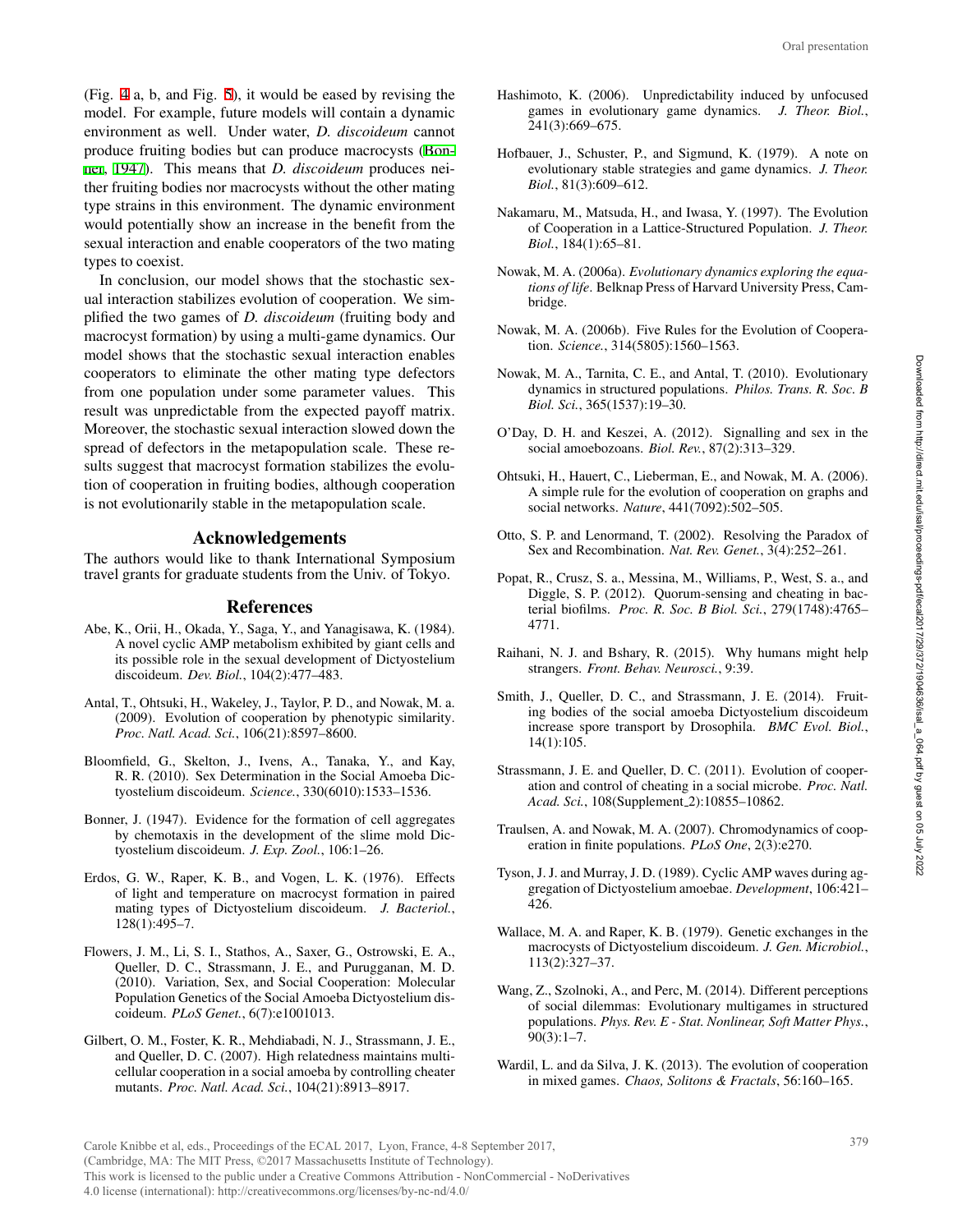(Fig. 4 a, b, and Fig. 5), it would be eased by revising the model. For example, future models will contain a dynamic environment as well. Under water, *D. discoideum* cannot produce fruiting bodies but can produce macrocysts (Bonner, 1947). This means that *D. discoideum* produces neither fruiting bodies nor macrocysts without the other mating type strains in this environment. The dynamic environment would potentially show an increase in the benefit from the sexual interaction and enable cooperators of the two mating types to coexist.

In conclusion, our model shows that the stochastic sexual interaction stabilizes evolution of cooperation. We simplified the two games of *D. discoideum* (fruiting body and macrocyst formation) by using a multi-game dynamics. Our model shows that the stochastic sexual interaction enables cooperators to eliminate the other mating type defectors from one population under some parameter values. This result was unpredictable from the expected payoff matrix. Moreover, the stochastic sexual interaction slowed down the spread of defectors in the metapopulation scale. These results suggest that macrocyst formation stabilizes the evolution of cooperation in fruiting bodies, although cooperation is not evolutionarily stable in the metapopulation scale.

## Acknowledgements

The authors would like to thank International Symposium travel grants for graduate students from the Univ. of Tokyo.

## References

Abe, K., Orii, H., Okada, Y., Saga, Y., and Yanagisawa, K. (1984). A novel cyclic AMP metabolism exhibited by giant cells and its possible role in the sexual development of Dictyostelium discoideum. *Dev. Biol.*, 104(2):477–483.

Antal, T., Ohtsuki, H., Wakeley, J., Taylor, P. D., and Nowak, M. a. (2009). Evolution of cooperation by phenotypic similarity. *Proc. Natl. Acad. Sci.*, 106(21):8597–8600.

Bloomfield, G., Skelton, J., Ivens, A., Tanaka, Y., and Kay, R. R. (2010). Sex Determination in the Social Amoeba Dictyostelium discoideum. *Science.*, 330(6010):1533–1536.

Bonner, J. (1947). Evidence for the formation of cell aggregates by chemotaxis in the development of the slime mold Dictyostelium discoideum. *J. Exp. Zool.*, 106:1–26.

Erdos, G. W., Raper, K. B., and Vogen, L. K. (1976). Effects of light and temperature on macrocyst formation in paired mating types of Dictyostelium discoideum. *J. Bacteriol.*, 128(1):495–7.

Flowers, J. M., Li, S. I., Stathos, A., Saxer, G., Ostrowski, E. A., Queller, D. C., Strassmann, J. E., and Purugganan, M. D. (2010). Variation, Sex, and Social Cooperation: Molecular Population Genetics of the Social Amoeba Dictyostelium discoideum. *PLoS Genet.*, 6(7):e1001013.

Gilbert, O. M., Foster, K. R., Mehdiabadi, N. J., Strassmann, J. E., and Queller, D. C. (2007). High relatedness maintains multicellular cooperation in a social amoeba by controlling cheater mutants. *Proc. Natl. Acad. Sci.*, 104(21):8913–8917.

Hashimoto, K. (2006). Unpredictability induced by unfocused games in evolutionary game dynamics. *J. Theor. Biol.*, 241(3):669–675.

Hofbauer, J., Schuster, P., and Sigmund, K. (1979). A note on evolutionary stable strategies and game dynamics. *J. Theor. Biol.*, 81(3):609–612.

Nakamaru, M., Matsuda, H., and Iwasa, Y. (1997). The Evolution of Cooperation in a Lattice-Structured Population. *J. Theor. Biol.*, 184(1):65–81.

Nowak, M. A. (2006a). *Evolutionary dynamics exploring the equations of life*. Belknap Press of Harvard University Press, Cambridge.

Nowak, M. A. (2006b). Five Rules for the Evolution of Cooperation. *Science.*, 314(5805):1560–1563.

Nowak, M. A., Tarnita, C. E., and Antal, T. (2010). Evolutionary dynamics in structured populations. *Philos. Trans. R. Soc. B Biol. Sci.*, 365(1537):19–30.

O'Day, D. H. and Keszei, A. (2012). Signalling and sex in the social amoebozoans. *Biol. Rev.*, 87(2):313–329.

Ohtsuki, H., Hauert, C., Lieberman, E., and Nowak, M. A. (2006). A simple rule for the evolution of cooperation on graphs and social networks. *Nature*, 441(7092):502–505.

Otto, S. P. and Lenormand, T. (2002). Resolving the Paradox of Sex and Recombination. *Nat. Rev. Genet.*, 3(4):252–261.

Popat, R., Crusz, S. a., Messina, M., Williams, P., West, S. a., and Diggle, S. P. (2012). Quorum-sensing and cheating in bacterial biofilms. *Proc. R. Soc. B Biol. Sci.*, 279(1748):4765–4771.

Raihani, N. J. and Bshary, R. (2015). Why humans might help strangers. *Front. Behav. Neurosci.*, 9:39.

Smith, J., Queller, D. C., and Strassmann, J. E. (2014). Fruiting bodies of the social amoeba Dictyostelium discoideum increase spore transport by Drosophila. *BMC Evol. Biol.*, 14(1):105.

Strassmann, J. E. and Queller, D. C. (2011). Evolution of cooperation and control of cheating in a social microbe. *Proc. Natl. Acad. Sci.*, 108(Supplement_2):10855–10862.

Traulsen, A. and Nowak, M. A. (2007). Chromodynamics of cooperation in finite populations. *PLoS One*, 2(3):e270.

Tyson, J. J. and Murray, J. D. (1989). Cyclic AMP waves during aggregation of Dictyostelium amoebae. *Development*, 106:421–426.

Wallace, M. A. and Raper, K. B. (1979). Genetic exchanges in the macrocysts of Dictyostelium discoideum. *J. Gen. Microbiol.*, 113(2):327–37.

Wang, Z., Szolnoki, A., and Perc, M. (2014). Different perceptions of social dilemmas: Evolutionary multigames in structured populations. *Phys. Rev. E - Stat. Nonlinear, Soft Matter Phys.*, 90(3):1–7.

Wardil, L. and da Silva, J. K. (2013). The evolution of cooperation in mixed games. *Chaos, Solitons & Fractals*, 56:160–165.